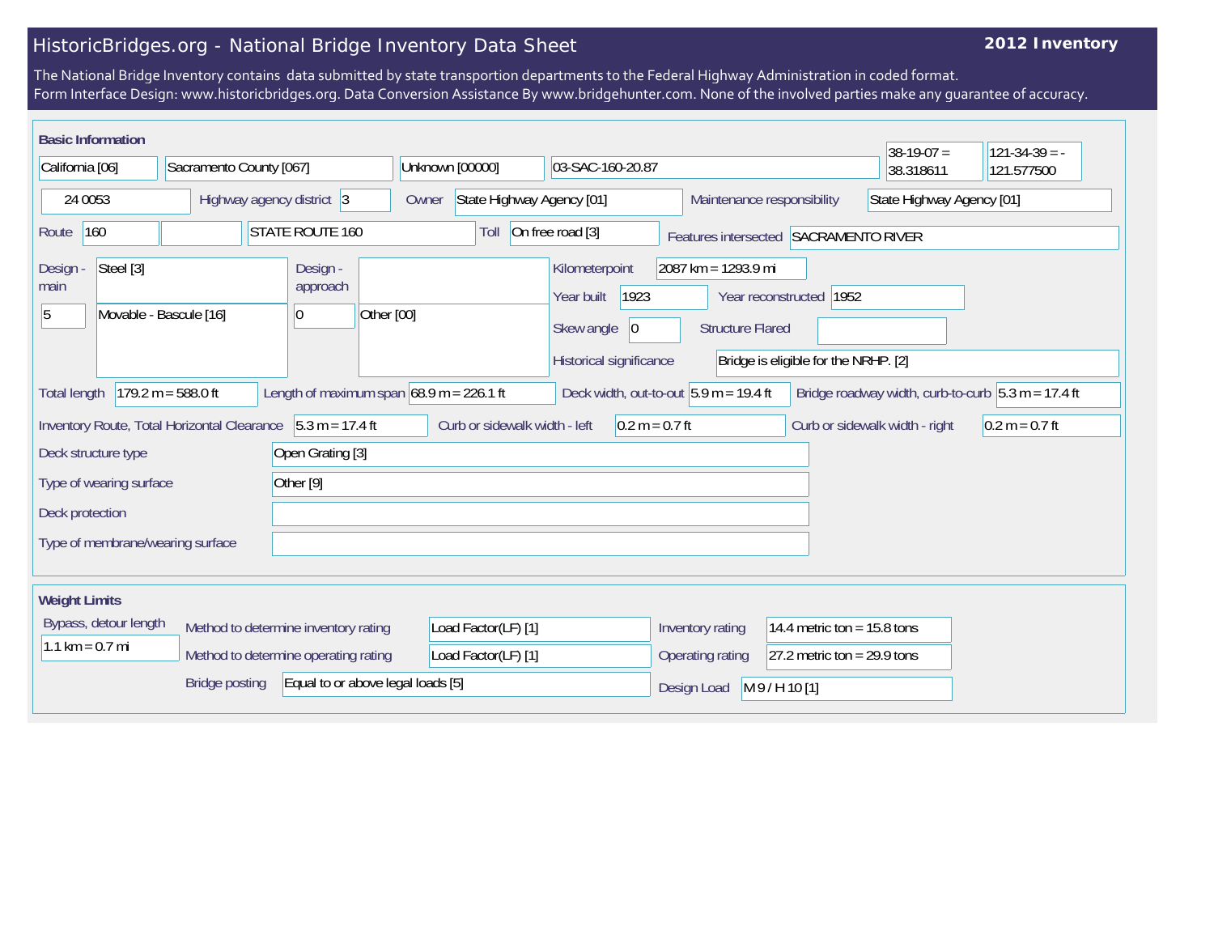# HistoricBridges.org - National Bridge Inventory Data Sheet

**2012 Inventory**

The National Bridge Inventory contains data submitted by state transportion departments to the Federal Highway Administration in coded format.
Form Interface Design: www.historicbridges.org. Data Conversion Assistance By www.bridgehunter.com. None of the involved parties make any guarantee of accuracy.

## Basic Information

| | | | | | |
|---|---|---|---|---|---|
| California [06] | Sacramento County [067] | Unknown [00000] | 03-SAC-160-20.87 | 38-19-07 = 38.318611 | 121-34-39 = -121.577500 |

| | |
|---|---|
| Structure Number | 24 0053 |
| Highway agency district | 3 |
| Owner | State Highway Agency [01] |
| Maintenance responsibility | State Highway Agency [01] |
| Route | 160 |
| Route name | STATE ROUTE 160 |
| Toll | On free road [3] |
| Features intersected | SACRAMENTO RIVER |
| Design - main | Steel [3] |
| | 5 - Movable - Bascule [16] |
| Design - approach | |
| | 0 - Other [00] |
| Kilometerpoint | 2087 km = 1293.9 mi |
| Year built | 1923 |
| Year reconstructed | 1952 |
| Skew angle | 0 |
| Structure Flared | |
| Historical significance | Bridge is eligible for the NRHP. [2] |
| Total length | 179.2 m = 588.0 ft |
| Length of maximum span | 68.9 m = 226.1 ft |
| Deck width, out-to-out | 5.9 m = 19.4 ft |
| Bridge roadway width, curb-to-curb | 5.3 m = 17.4 ft |
| Inventory Route, Total Horizontal Clearance | 5.3 m = 17.4 ft |
| Curb or sidewalk width - left | 0.2 m = 0.7 ft |
| Curb or sidewalk width - right | 0.2 m = 0.7 ft |
| Deck structure type | Open Grating [3] |
| Type of wearing surface | Other [9] |
| Deck protection | |
| Type of membrane/wearing surface | |

## Weight Limits

| | |
|---|---|
| Bypass, detour length | 1.1 km = 0.7 mi |
| Method to determine inventory rating | Load Factor(LF) [1] |
| Method to determine operating rating | Load Factor(LF) [1] |
| Bridge posting | Equal to or above legal loads [5] |
| Inventory rating | 14.4 metric ton = 15.8 tons |
| Operating rating | 27.2 metric ton = 29.9 tons |
| Design Load | M 9 / H 10 [1] |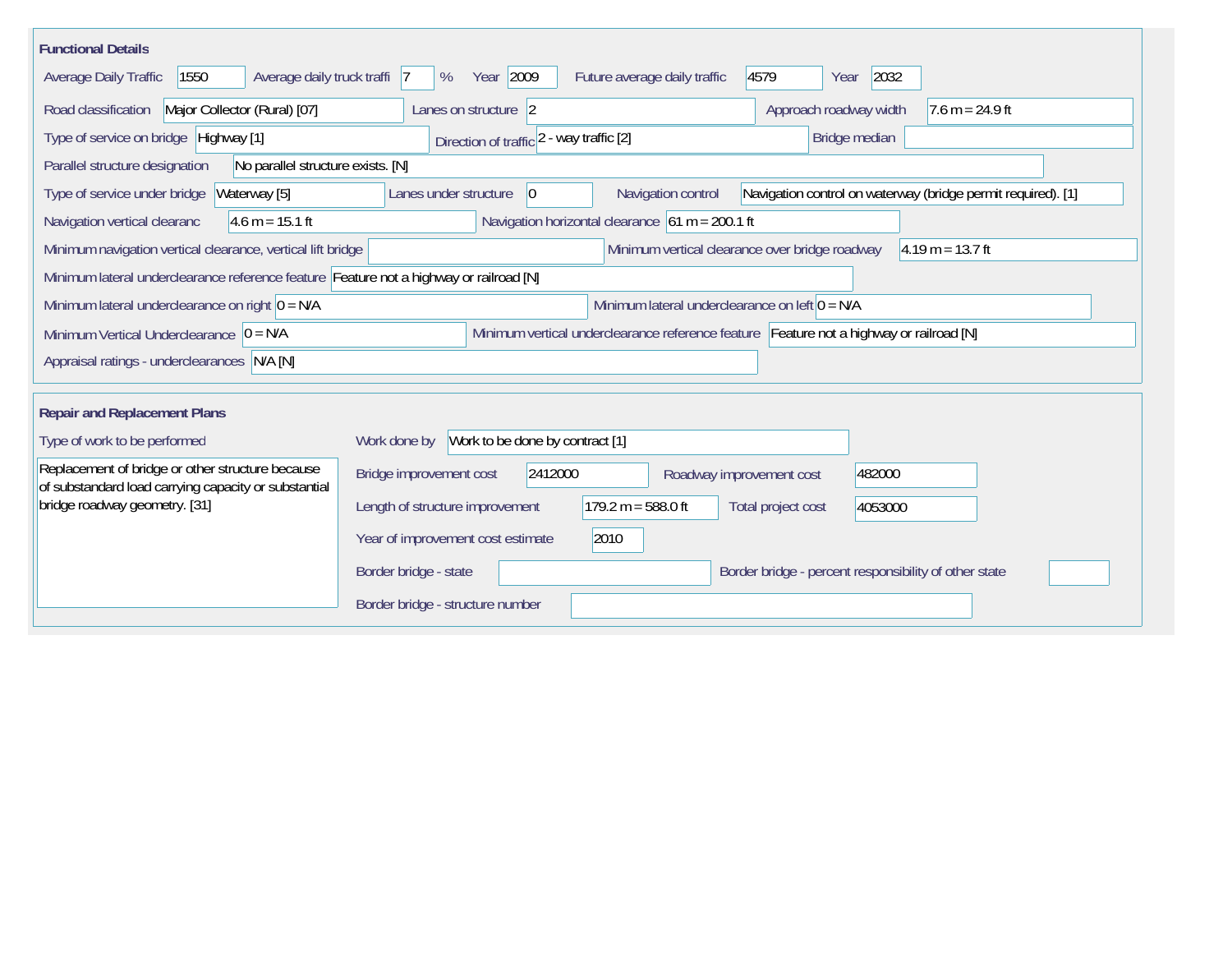## Functional Details

Average Daily Traffic: 1550

Average daily truck traffi: 7 %

Year: 2009

Future average daily traffic: 4579

Year: 2032

Road classification: Major Collector (Rural) [07]

Lanes on structure: 2

Approach roadway width: 7.6 m = 24.9 ft

Type of service on bridge: Highway [1]

Direction of traffic: 2 - way traffic [2]

Bridge median:

Parallel structure designation: No parallel structure exists. [N]

Type of service under bridge: Waterway [5]

Lanes under structure: 0

Navigation control: Navigation control on waterway (bridge permit required). [1]

Navigation vertical clearanc: 4.6 m = 15.1 ft

Navigation horizontal clearance: 61 m = 200.1 ft

Minimum navigation vertical clearance, vertical lift bridge:

Minimum vertical clearance over bridge roadway: 4.19 m = 13.7 ft

Minimum lateral underclearance reference feature: Feature not a highway or railroad [N]

Minimum lateral underclearance on right: 0 = N/A

Minimum lateral underclearance on left: 0 = N/A

Minimum Vertical Underclearance: 0 = N/A

Minimum vertical underclearance reference feature: Feature not a highway or railroad [N]

Appraisal ratings - underclearances: N/A [N]

## Repair and Replacement Plans

Type of work to be performed: Replacement of bridge or other structure because of substandard load carrying capacity or substantial bridge roadway geometry. [31]

Work done by: Work to be done by contract [1]

Bridge improvement cost: 2412000

Roadway improvement cost: 482000

Length of structure improvement: 179.2 m = 588.0 ft

Total project cost: 4053000

Year of improvement cost estimate: 2010

Border bridge - state:

Border bridge - percent responsibility of other state:

Border bridge - structure number: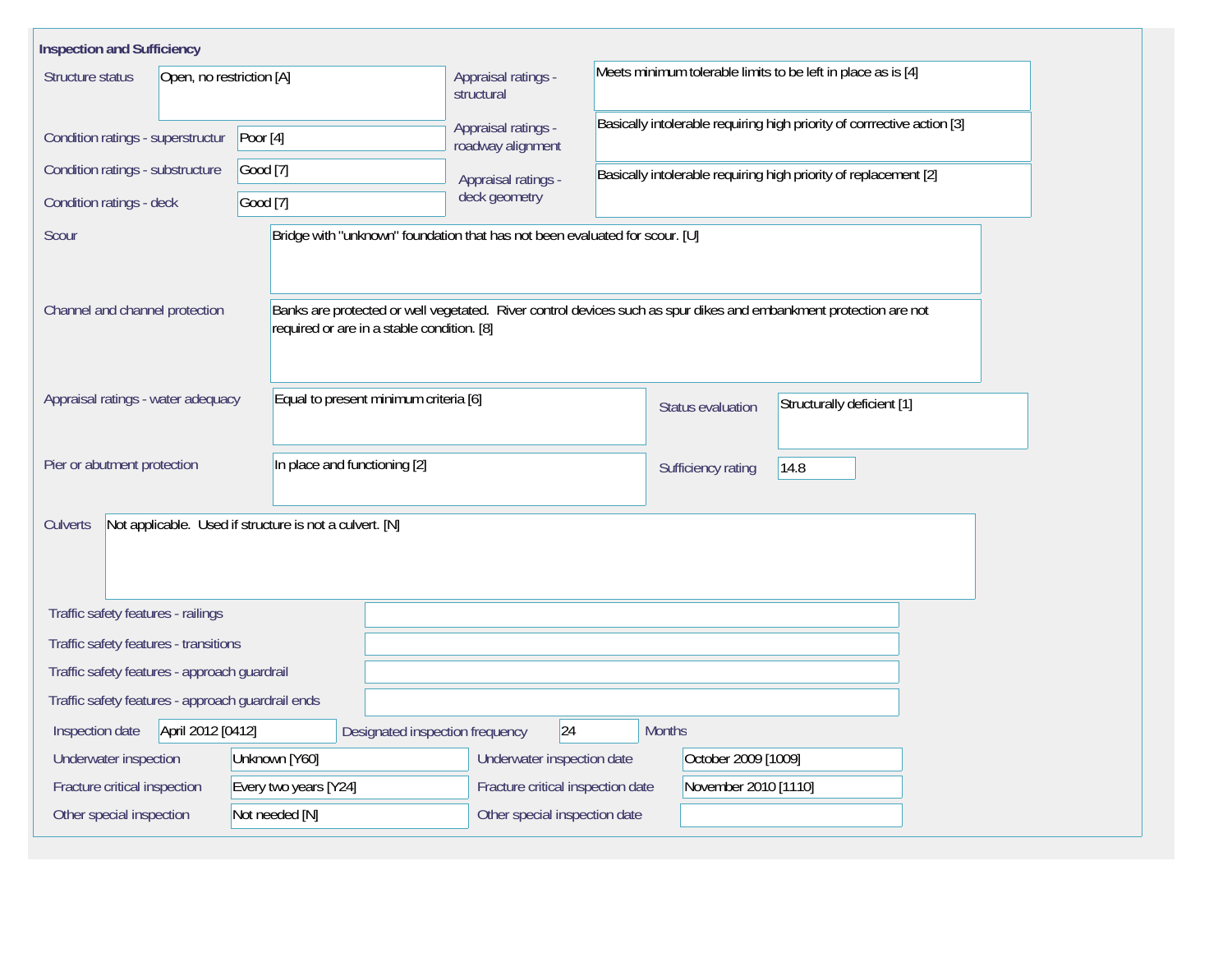## Inspection and Sufficiency

| Field | Value |
| --- | --- |
| Structure status | Open, no restriction [A] |
| Appraisal ratings - structural | Meets minimum tolerable limits to be left in place as is [4] |
| Condition ratings - superstructur | Poor [4] |
| Appraisal ratings - roadway alignment | Basically intolerable requiring high priority of corrrective action [3] |
| Condition ratings - substructure | Good [7] |
| Appraisal ratings - deck geometry | Basically intolerable requiring high priority of replacement [2] |
| Condition ratings - deck | Good [7] |
| Scour | Bridge with "unknown" foundation that has not been evaluated for scour. [U] |
| Channel and channel protection | Banks are protected or well vegetated. River control devices such as spur dikes and embankment protection are not required or are in a stable condition. [8] |
| Appraisal ratings - water adequacy | Equal to present minimum criteria [6] |
| Status evaluation | Structurally deficient [1] |
| Pier or abutment protection | In place and functioning [2] |
| Sufficiency rating | 14.8 |
| Culverts | Not applicable. Used if structure is not a culvert. [N] |
| Traffic safety features - railings | |
| Traffic safety features - transitions | |
| Traffic safety features - approach guardrail | |
| Traffic safety features - approach guardrail ends | |
| Inspection date | April 2012 [0412] |
| Designated inspection frequency | 24 Months |
| Underwater inspection | Unknown [Y60] |
| Underwater inspection date | October 2009 [1009] |
| Fracture critical inspection | Every two years [Y24] |
| Fracture critical inspection date | November 2010 [1110] |
| Other special inspection | Not needed [N] |
| Other special inspection date | |